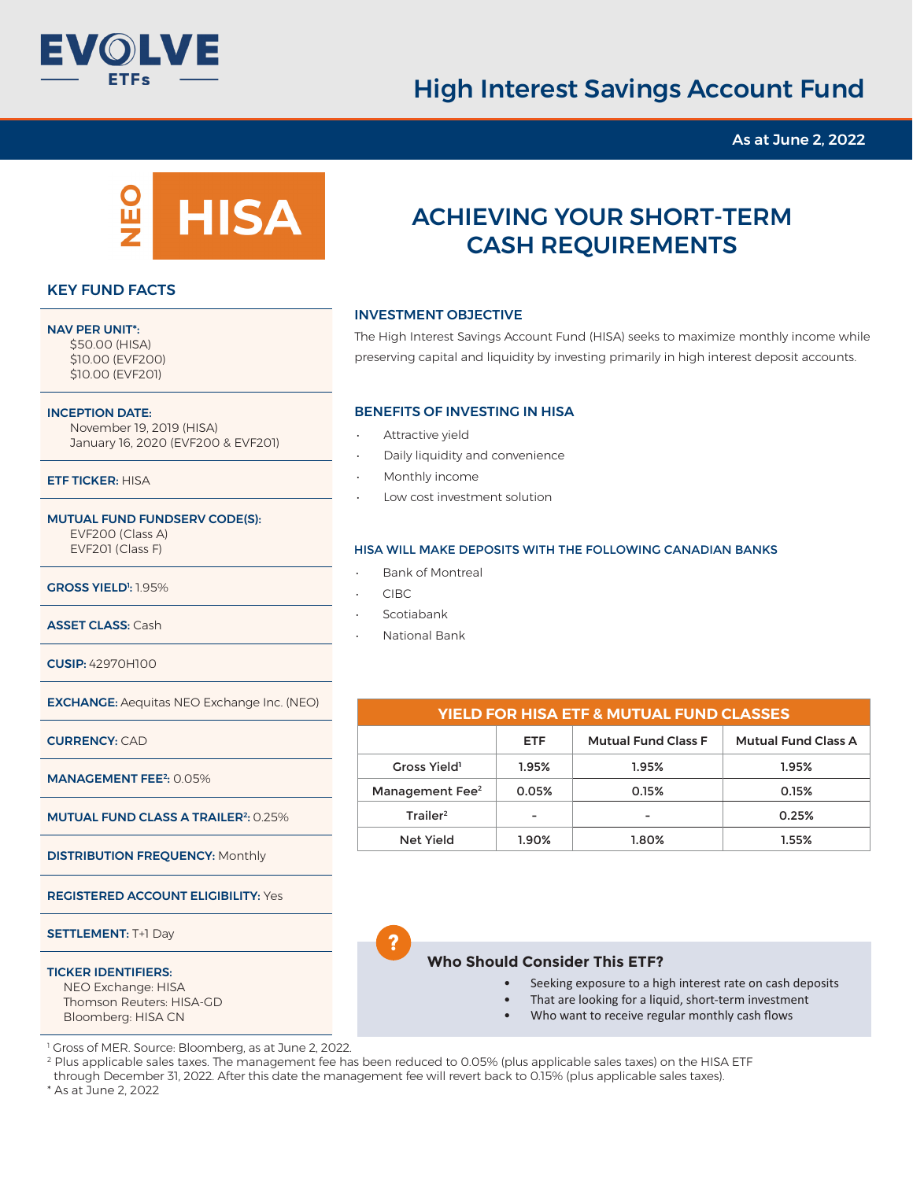EVOLVE ETFs

# High Interest Savings Account Fund

As at June 2, 2022

NEO **HISA**

## ACHIEVING YOUR SHORT-TERM CASH REQUIREMENTS

### KEY FUND FACTS

**NAV PER UNIT*:**
$50.00 (HISA)
$10.00 (EVF200)
$10.00 (EVF201)

**INCEPTION DATE:**
November 19, 2019 (HISA)
January 16, 2020 (EVF200 & EVF201)

**ETF TICKER:** HISA

**MUTUAL FUND FUNDSERV CODE(S):**
EVF200 (Class A)
EVF201 (Class F)

**GROSS YIELD[1]:** 1.95%

**ASSET CLASS:** Cash

**CUSIP:** 42970H100

**EXCHANGE:** Aequitas NEO Exchange Inc. (NEO)

**CURRENCY:** CAD

**MANAGEMENT FEE[2]:** 0.05%

**MUTUAL FUND CLASS A TRAILER[2]:** 0.25%

**DISTRIBUTION FREQUENCY:** Monthly

**REGISTERED ACCOUNT ELIGIBILITY:** Yes

**SETTLEMENT:** T+1 Day

**TICKER IDENTIFIERS:**
NEO Exchange: HISA
Thomson Reuters: HISA-GD
Bloomberg: HISA CN

### INVESTMENT OBJECTIVE

The High Interest Savings Account Fund (HISA) seeks to maximize monthly income while preserving capital and liquidity by investing primarily in high interest deposit accounts.

### BENEFITS OF INVESTING IN HISA

- Attractive yield
- Daily liquidity and convenience
- Monthly income
- Low cost investment solution

### HISA WILL MAKE DEPOSITS WITH THE FOLLOWING CANADIAN BANKS

- Bank of Montreal
- CIBC
- Scotiabank
- National Bank

**YIELD FOR HISA ETF & MUTUAL FUND CLASSES**

| | ETF | Mutual Fund Class F | Mutual Fund Class A |
|---|---|---|---|
| Gross Yield[1] | 1.95% | 1.95% | 1.95% |
| Management Fee[2] | 0.05% | 0.15% | 0.15% |
| Trailer[2] | - | - | 0.25% |
| Net Yield | 1.90% | 1.80% | 1.55% |

### Who Should Consider This ETF?

- Seeking exposure to a high interest rate on cash deposits
- That are looking for a liquid, short-term investment
- Who want to receive regular monthly cash flows

[1] Gross of MER. Source: Bloomberg, as at June 2, 2022.
[2] Plus applicable sales taxes. The management fee has been reduced to 0.05% (plus applicable sales taxes) on the HISA ETF through December 31, 2022. After this date the management fee will revert back to 0.15% (plus applicable sales taxes).
* As at June 2, 2022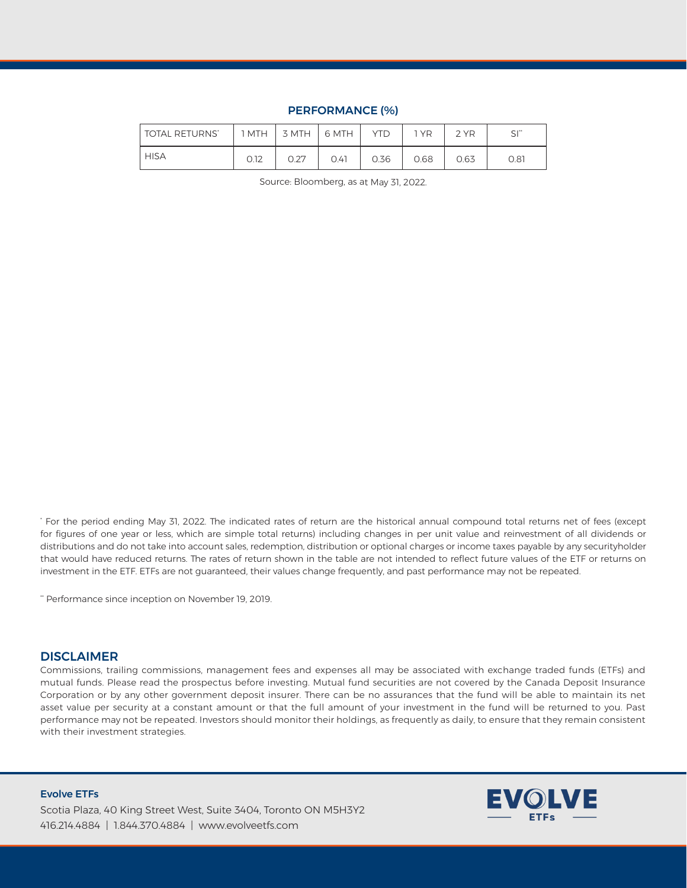## PERFORMANCE (%)

| TOTAL RETURNS* | 1 MTH | 3 MTH | 6 MTH | YTD | 1 YR | 2 YR | SI** |
|---|---|---|---|---|---|---|---|
| HISA | 0.12 | 0.27 | 0.41 | 0.36 | 0.68 | 0.63 | 0.81 |

Source: Bloomberg, as at May 31, 2022.

* For the period ending May 31, 2022. The indicated rates of return are the historical annual compound total returns net of fees (except for figures of one year or less, which are simple total returns) including changes in per unit value and reinvestment of all dividends or distributions and do not take into account sales, redemption, distribution or optional charges or income taxes payable by any securityholder that would have reduced returns. The rates of return shown in the table are not intended to reflect future values of the ETF or returns on investment in the ETF. ETFs are not guaranteed, their values change frequently, and past performance may not be repeated.

** Performance since inception on November 19, 2019.

## DISCLAIMER

Commissions, trailing commissions, management fees and expenses all may be associated with exchange traded funds (ETFs) and mutual funds. Please read the prospectus before investing. Mutual fund securities are not covered by the Canada Deposit Insurance Corporation or by any other government deposit insurer. There can be no assurances that the fund will be able to maintain its net asset value per security at a constant amount or that the full amount of your investment in the fund will be returned to you. Past performance may not be repeated. Investors should monitor their holdings, as frequently as daily, to ensure that they remain consistent with their investment strategies.

**Evolve ETFs**

Scotia Plaza, 40 King Street West, Suite 3404, Toronto ON M5H3Y2

416.214.4884 | 1.844.370.4884 | www.evolveetfs.com

EVOLVE ETFs